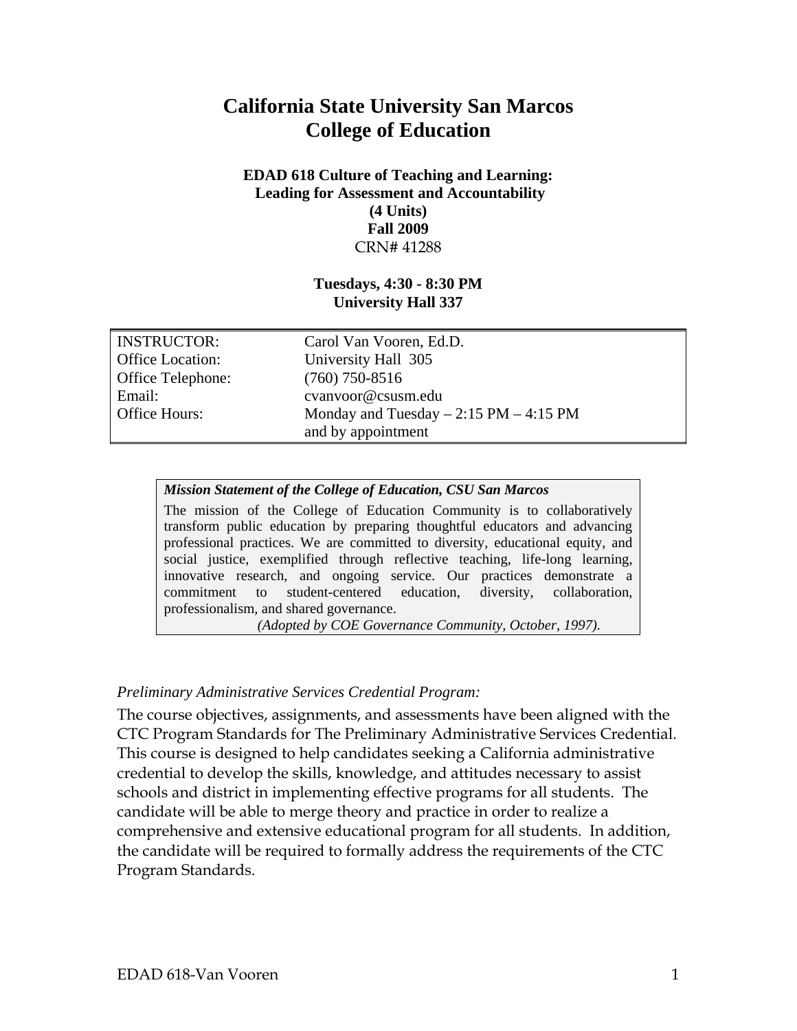# California State University San Marcos
# College of Education

**EDAD 618 Culture of Teaching and Learning:**
**Leading for Assessment and Accountability**
**(4 Units)**
**Fall 2009**
CRN# 41288

**Tuesdays, 4:30 - 8:30 PM**
**University Hall 337**

| | |
|---|---|
| INSTRUCTOR: | Carol Van Vooren, Ed.D. |
| Office Location: | University Hall 305 |
| Office Telephone: | (760) 750-8516 |
| Email: | cvanvoor@csusm.edu |
| Office Hours: | Monday and Tuesday – 2:15 PM – 4:15 PM<br>and by appointment |

***Mission Statement of the College of Education, CSU San Marcos***

The mission of the College of Education Community is to collaboratively transform public education by preparing thoughtful educators and advancing professional practices. We are committed to diversity, educational equity, and social justice, exemplified through reflective teaching, life-long learning, innovative research, and ongoing service. Our practices demonstrate a commitment to student-centered education, diversity, collaboration, professionalism, and shared governance.

*(Adopted by COE Governance Community, October, 1997).*

*Preliminary Administrative Services Credential Program:*

The course objectives, assignments, and assessments have been aligned with the CTC Program Standards for The Preliminary Administrative Services Credential. This course is designed to help candidates seeking a California administrative credential to develop the skills, knowledge, and attitudes necessary to assist schools and district in implementing effective programs for all students. The candidate will be able to merge theory and practice in order to realize a comprehensive and extensive educational program for all students. In addition, the candidate will be required to formally address the requirements of the CTC Program Standards.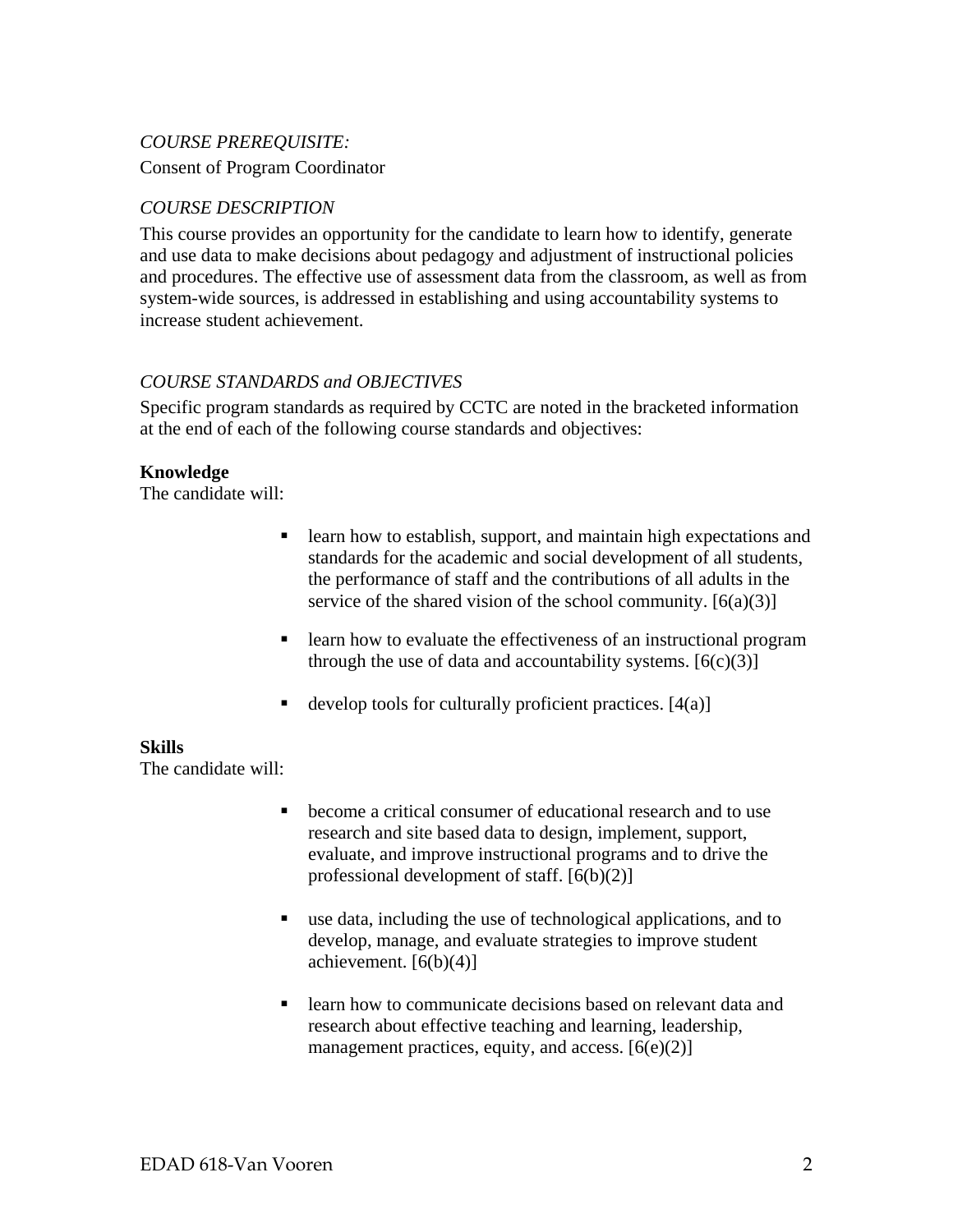*COURSE PREREQUISITE:*

Consent of Program Coordinator

*COURSE DESCRIPTION*

This course provides an opportunity for the candidate to learn how to identify, generate and use data to make decisions about pedagogy and adjustment of instructional policies and procedures. The effective use of assessment data from the classroom, as well as from system-wide sources, is addressed in establishing and using accountability systems to increase student achievement.

*COURSE STANDARDS and OBJECTIVES*

Specific program standards as required by CCTC are noted in the bracketed information at the end of each of the following course standards and objectives:

**Knowledge**

The candidate will:

- learn how to establish, support, and maintain high expectations and standards for the academic and social development of all students, the performance of staff and the contributions of all adults in the service of the shared vision of the school community. [6(a)(3)]
- learn how to evaluate the effectiveness of an instructional program through the use of data and accountability systems. [6(c)(3)]
- develop tools for culturally proficient practices. [4(a)]

**Skills**

The candidate will:

- become a critical consumer of educational research and to use research and site based data to design, implement, support, evaluate, and improve instructional programs and to drive the professional development of staff. [6(b)(2)]
- use data, including the use of technological applications, and to develop, manage, and evaluate strategies to improve student achievement. [6(b)(4)]
- learn how to communicate decisions based on relevant data and research about effective teaching and learning, leadership, management practices, equity, and access. [6(e)(2)]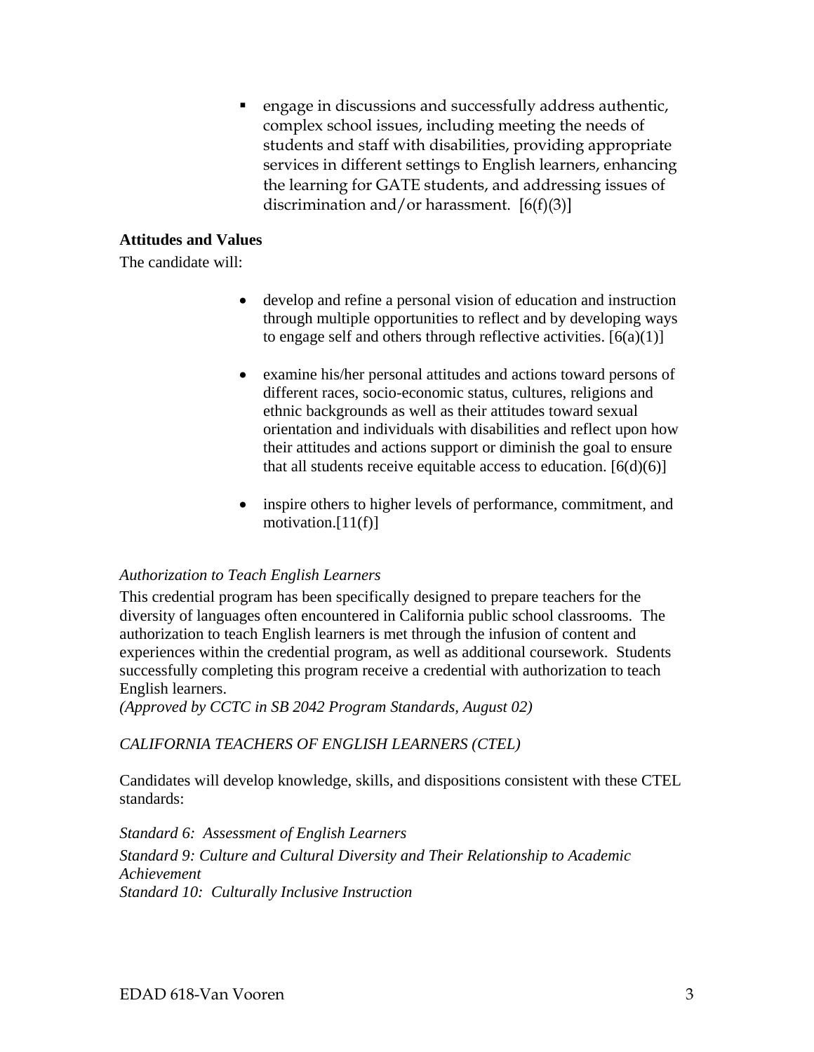- engage in discussions and successfully address authentic, complex school issues, including meeting the needs of students and staff with disabilities, providing appropriate services in different settings to English learners, enhancing the learning for GATE students, and addressing issues of discrimination and/or harassment. [6(f)(3)]

**Attitudes and Values**

The candidate will:

- develop and refine a personal vision of education and instruction through multiple opportunities to reflect and by developing ways to engage self and others through reflective activities. [6(a)(1)]
- examine his/her personal attitudes and actions toward persons of different races, socio-economic status, cultures, religions and ethnic backgrounds as well as their attitudes toward sexual orientation and individuals with disabilities and reflect upon how their attitudes and actions support or diminish the goal to ensure that all students receive equitable access to education. [6(d)(6)]
- inspire others to higher levels of performance, commitment, and motivation.[11(f)]

*Authorization to Teach English Learners*

This credential program has been specifically designed to prepare teachers for the diversity of languages often encountered in California public school classrooms. The authorization to teach English learners is met through the infusion of content and experiences within the credential program, as well as additional coursework. Students successfully completing this program receive a credential with authorization to teach English learners.
*(Approved by CCTC in SB 2042 Program Standards, August 02)*

*CALIFORNIA TEACHERS OF ENGLISH LEARNERS (CTEL)*

Candidates will develop knowledge, skills, and dispositions consistent with these CTEL standards:

*Standard 6: Assessment of English Learners*
*Standard 9: Culture and Cultural Diversity and Their Relationship to Academic Achievement*
*Standard 10: Culturally Inclusive Instruction*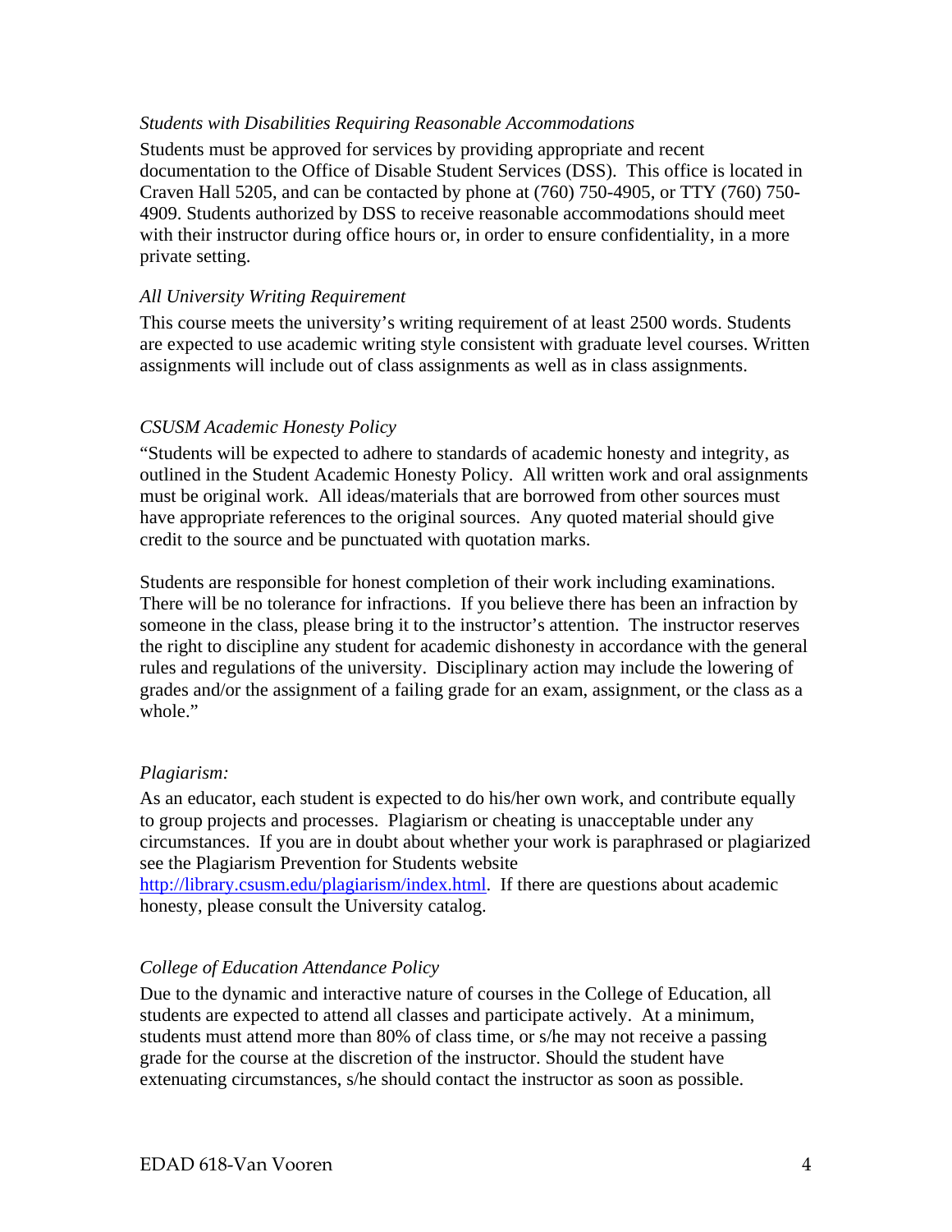*Students with Disabilities Requiring Reasonable Accommodations*

Students must be approved for services by providing appropriate and recent documentation to the Office of Disable Student Services (DSS). This office is located in Craven Hall 5205, and can be contacted by phone at (760) 750-4905, or TTY (760) 750-4909. Students authorized by DSS to receive reasonable accommodations should meet with their instructor during office hours or, in order to ensure confidentiality, in a more private setting.

*All University Writing Requirement*

This course meets the university's writing requirement of at least 2500 words. Students are expected to use academic writing style consistent with graduate level courses. Written assignments will include out of class assignments as well as in class assignments.

*CSUSM Academic Honesty Policy*

"Students will be expected to adhere to standards of academic honesty and integrity, as outlined in the Student Academic Honesty Policy. All written work and oral assignments must be original work. All ideas/materials that are borrowed from other sources must have appropriate references to the original sources. Any quoted material should give credit to the source and be punctuated with quotation marks.

Students are responsible for honest completion of their work including examinations. There will be no tolerance for infractions. If you believe there has been an infraction by someone in the class, please bring it to the instructor's attention. The instructor reserves the right to discipline any student for academic dishonesty in accordance with the general rules and regulations of the university. Disciplinary action may include the lowering of grades and/or the assignment of a failing grade for an exam, assignment, or the class as a whole."

*Plagiarism:*

As an educator, each student is expected to do his/her own work, and contribute equally to group projects and processes. Plagiarism or cheating is unacceptable under any circumstances. If you are in doubt about whether your work is paraphrased or plagiarized see the Plagiarism Prevention for Students website [http://library.csusm.edu/plagiarism/index.html](http://library.csusm.edu/plagiarism/index.html). If there are questions about academic honesty, please consult the University catalog.

*College of Education Attendance Policy*

Due to the dynamic and interactive nature of courses in the College of Education, all students are expected to attend all classes and participate actively. At a minimum, students must attend more than 80% of class time, or s/he may not receive a passing grade for the course at the discretion of the instructor. Should the student have extenuating circumstances, s/he should contact the instructor as soon as possible.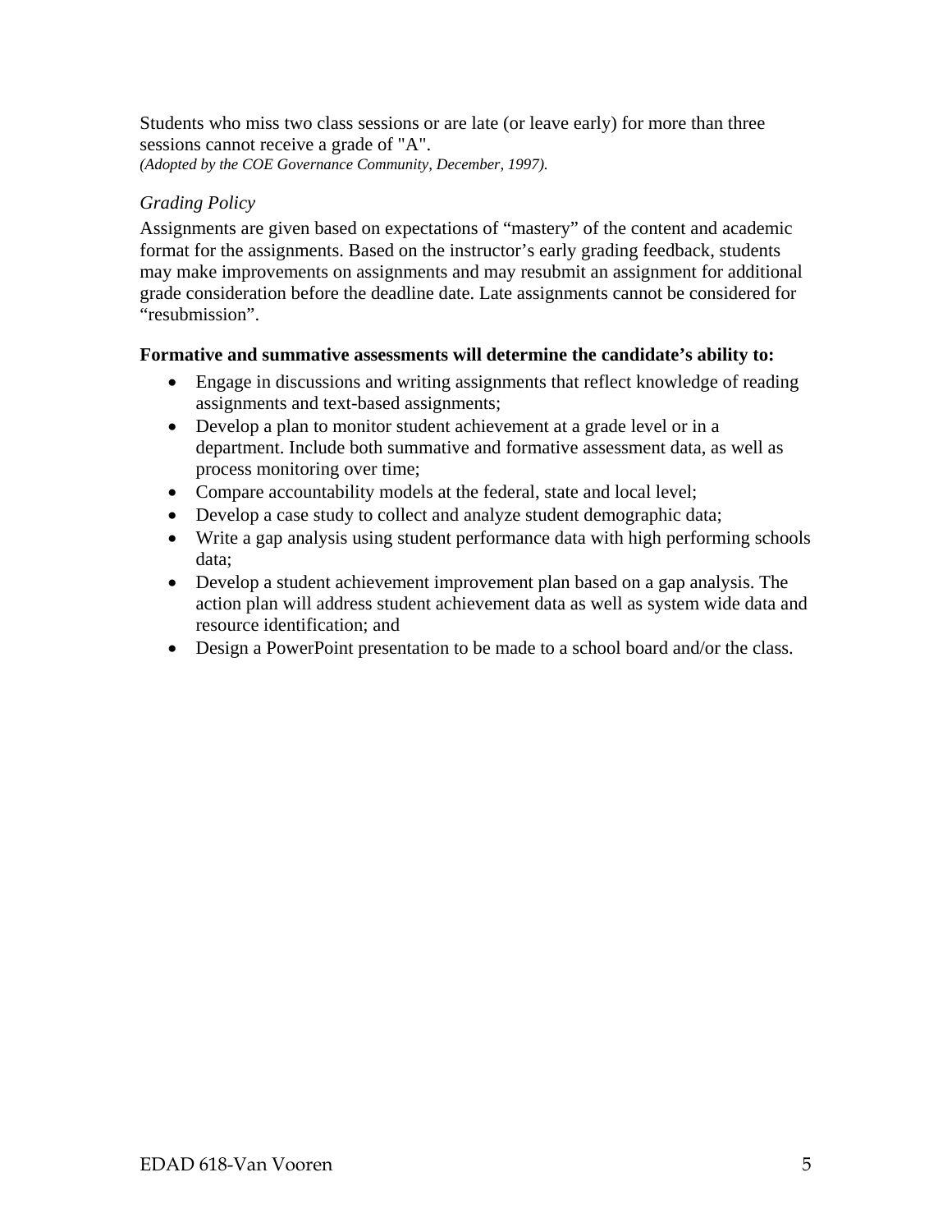Students who miss two class sessions or are late (or leave early) for more than three sessions cannot receive a grade of "A".
*(Adopted by the COE Governance Community, December, 1997).*

### *Grading Policy*

Assignments are given based on expectations of “mastery” of the content and academic format for the assignments. Based on the instructor’s early grading feedback, students may make improvements on assignments and may resubmit an assignment for additional grade consideration before the deadline date. Late assignments cannot be considered for “resubmission”.

**Formative and summative assessments will determine the candidate’s ability to:**

- Engage in discussions and writing assignments that reflect knowledge of reading assignments and text-based assignments;
- Develop a plan to monitor student achievement at a grade level or in a department. Include both summative and formative assessment data, as well as process monitoring over time;
- Compare accountability models at the federal, state and local level;
- Develop a case study to collect and analyze student demographic data;
- Write a gap analysis using student performance data with high performing schools data;
- Develop a student achievement improvement plan based on a gap analysis. The action plan will address student achievement data as well as system wide data and resource identification; and
- Design a PowerPoint presentation to be made to a school board and/or the class.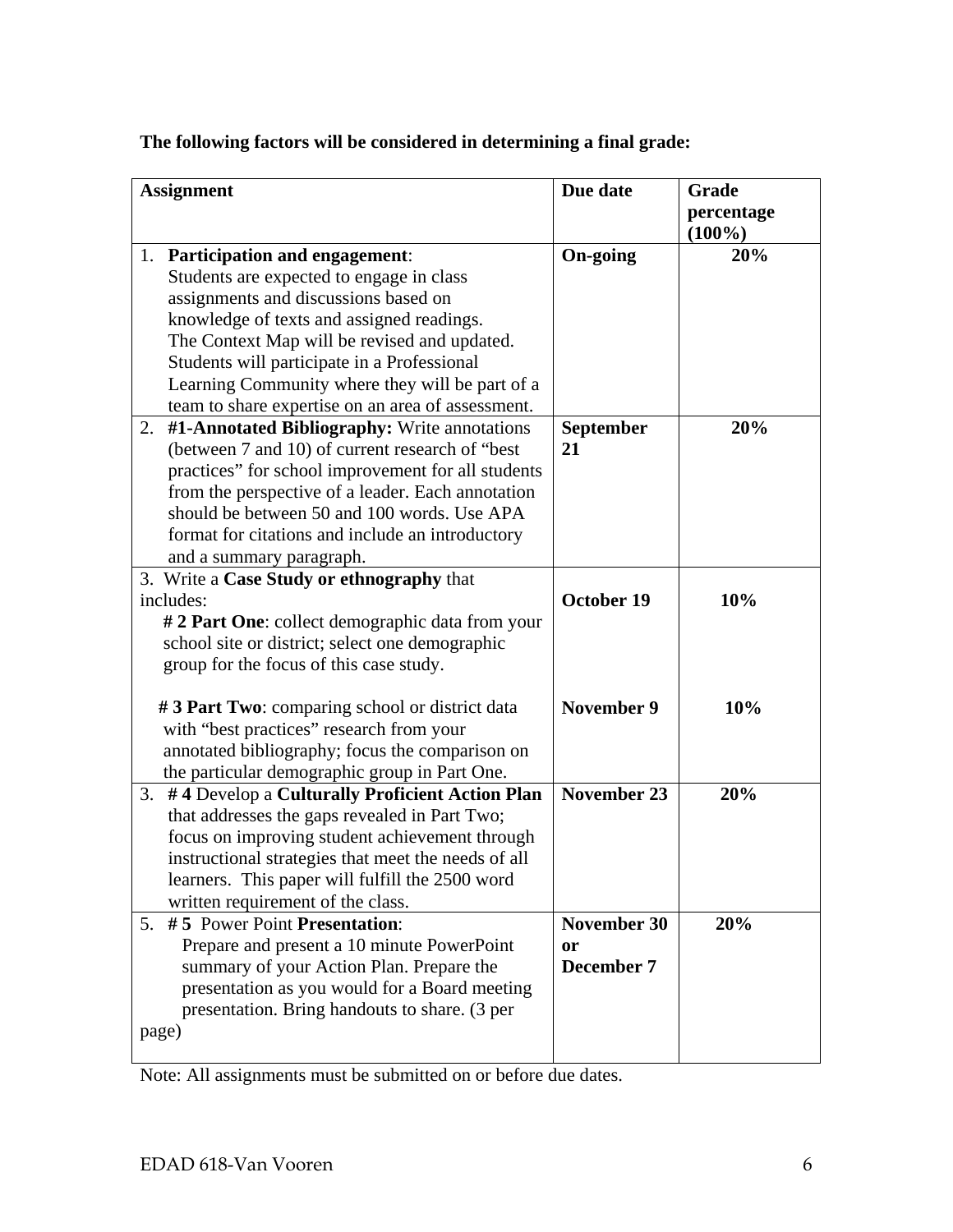**The following factors will be considered in determining a final grade:**

| Assignment | Due date | Grade percentage (100%) |
|---|---|---|
| 1. **Participation and engagement**: Students are expected to engage in class assignments and discussions based on knowledge of texts and assigned readings. The Context Map will be revised and updated. Students will participate in a Professional Learning Community where they will be part of a team to share expertise on an area of assessment. | **On-going** | **20%** |
| 2. **#1-Annotated Bibliography:** Write annotations (between 7 and 10) of current research of "best practices" for school improvement for all students from the perspective of a leader. Each annotation should be between 50 and 100 words. Use APA format for citations and include an introductory and a summary paragraph. | **September 21** | **20%** |
| 3. Write a **Case Study or ethnography** that includes:<br>**# 2 Part One**: collect demographic data from your school site or district; select one demographic group for the focus of this case study.<br><br>**# 3 Part Two**: comparing school or district data with "best practices" research from your annotated bibliography; focus the comparison on the particular demographic group in Part One. | **October 19**<br><br><br><br>**November 9** | **10%**<br><br><br><br>**10%** |
| 3. **# 4** Develop a **Culturally Proficient Action Plan** that addresses the gaps revealed in Part Two; focus on improving student achievement through instructional strategies that meet the needs of all learners. This paper will fulfill the 2500 word written requirement of the class. | **November 23** | **20%** |
| 5. **# 5** Power Point **Presentation**: Prepare and present a 10 minute PowerPoint summary of your Action Plan. Prepare the presentation as you would for a Board meeting presentation. Bring handouts to share. (3 per page) | **November 30 or December 7** | **20%** |

Note: All assignments must be submitted on or before due dates.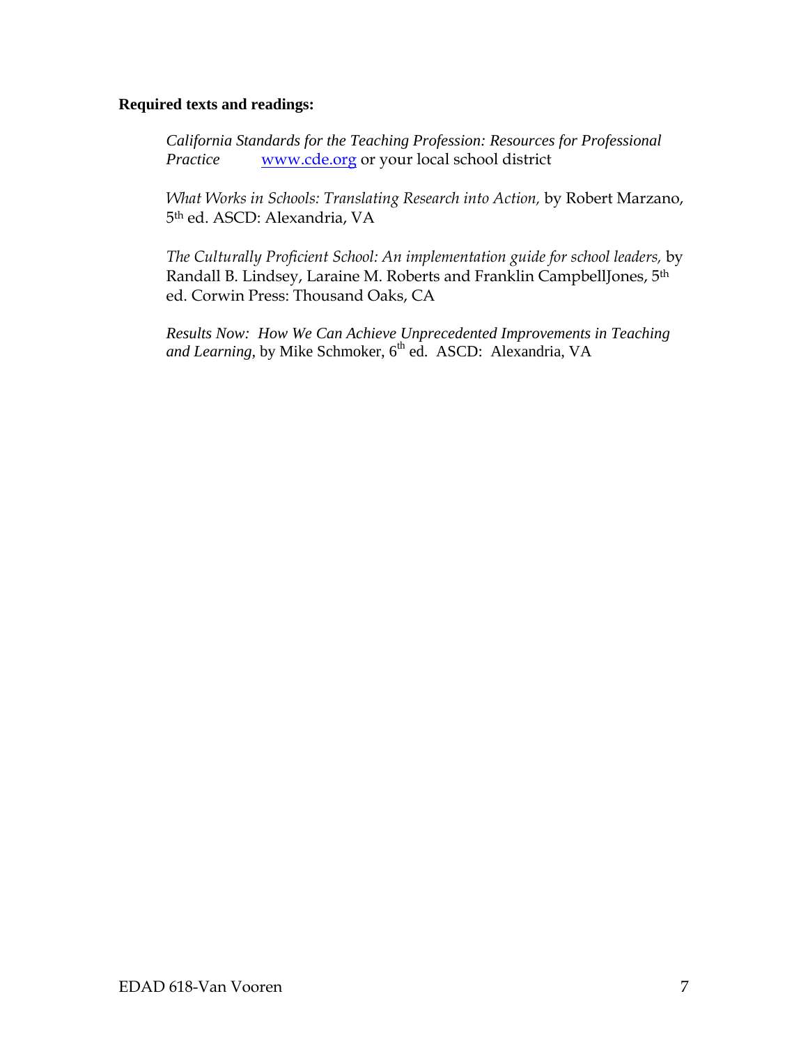**Required texts and readings:**

*California Standards for the Teaching Profession: Resources for Professional Practice* www.cde.org or your local school district

*What Works in Schools: Translating Research into Action,* by Robert Marzano, 5th ed. ASCD: Alexandria, VA

*The Culturally Proficient School: An implementation guide for school leaders,* by Randall B. Lindsey, Laraine M. Roberts and Franklin CampbellJones, 5th ed. Corwin Press: Thousand Oaks, CA

*Results Now: How We Can Achieve Unprecedented Improvements in Teaching and Learning,* by Mike Schmoker, 6th ed. ASCD: Alexandria, VA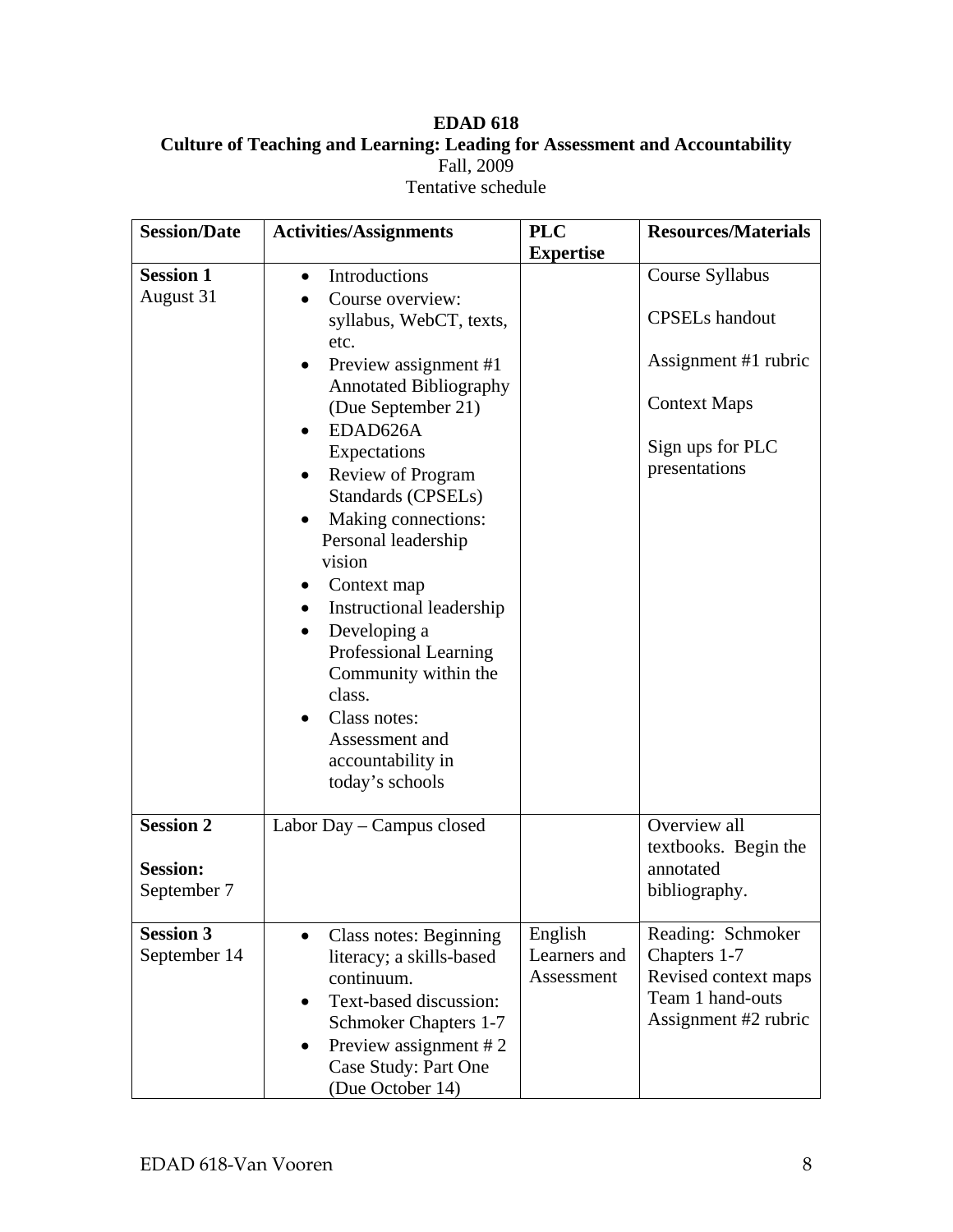**EDAD 618**
**Culture of Teaching and Learning: Leading for Assessment and Accountability**
Fall, 2009
Tentative schedule

| **Session/Date** | **Activities/Assignments** | **PLC Expertise** | **Resources/Materials** |
|---|---|---|---|
| **Session 1** August 31 | • Introductions<br>• Course overview: syllabus, WebCT, texts, etc.<br>• Preview assignment #1 Annotated Bibliography (Due September 21)<br>• EDAD626A Expectations<br>• Review of Program Standards (CPSELs)<br>• Making connections: Personal leadership vision<br>• Context map<br>• Instructional leadership<br>• Developing a Professional Learning Community within the class.<br>• Class notes: Assessment and accountability in today's schools | | Course Syllabus<br><br>CPSELs handout<br><br>Assignment #1 rubric<br><br>Context Maps<br><br>Sign ups for PLC presentations |
| **Session 2**<br><br>**Session:** September 7 | Labor Day – Campus closed | | Overview all textbooks. Begin the annotated bibliography. |
| **Session 3** September 14 | • Class notes: Beginning literacy; a skills-based continuum.<br>• Text-based discussion: Schmoker Chapters 1-7<br>• Preview assignment # 2 Case Study: Part One (Due October 14) | English Learners and Assessment | Reading: Schmoker Chapters 1-7<br>Revised context maps<br>Team 1 hand-outs<br>Assignment #2 rubric |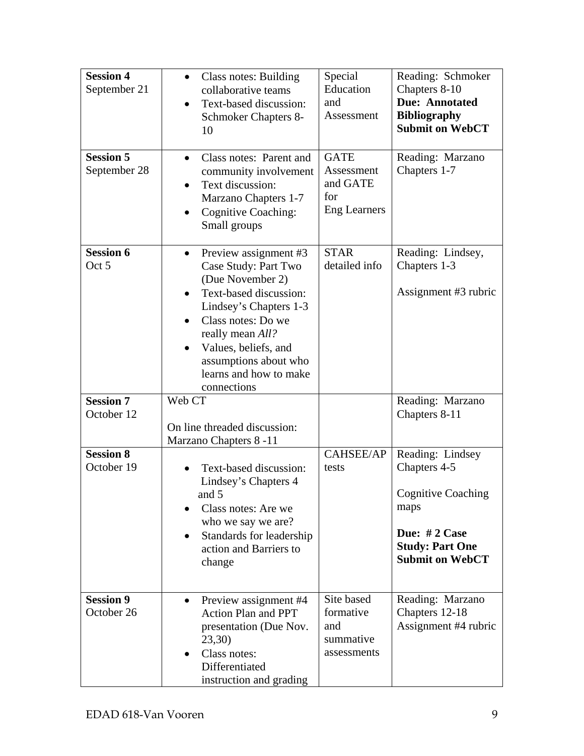| | | | |
|---|---|---|---|
| **Session 4** September 21 | • Class notes: Building collaborative teams<br>• Text-based discussion: Schmoker Chapters 8-10 | Special Education and Assessment | Reading: Schmoker Chapters 8-10<br>**Due: Annotated Bibliography Submit on WebCT** |
| **Session 5** September 28 | • Class notes: Parent and community involvement<br>• Text discussion: Marzano Chapters 1-7<br>• Cognitive Coaching: Small groups | GATE Assessment and GATE for Eng Learners | Reading: Marzano Chapters 1-7 |
| **Session 6** Oct 5 | • Preview assignment #3 Case Study: Part Two (Due November 2)<br>• Text-based discussion: Lindsey's Chapters 1-3<br>• Class notes: Do we really mean *All?*<br>• Values, beliefs, and assumptions about who learns and how to make connections | STAR detailed info | Reading: Lindsey, Chapters 1-3<br><br>Assignment #3 rubric |
| **Session 7** October 12 | Web CT<br><br>On line threaded discussion: Marzano Chapters 8 -11 | | Reading: Marzano Chapters 8-11 |
| **Session 8** October 19 | • Text-based discussion: Lindsey's Chapters 4 and 5<br>• Class notes: Are we who we say we are?<br>• Standards for leadership action and Barriers to change | CAHSEE/AP tests | Reading: Lindsey Chapters 4-5<br><br>Cognitive Coaching maps<br><br>**Due: # 2 Case Study: Part One Submit on WebCT** |
| **Session 9** October 26 | • Preview assignment #4 Action Plan and PPT presentation (Due Nov. 23,30)<br>• Class notes: Differentiated instruction and grading | Site based formative and summative assessments | Reading: Marzano Chapters 12-18<br>Assignment #4 rubric |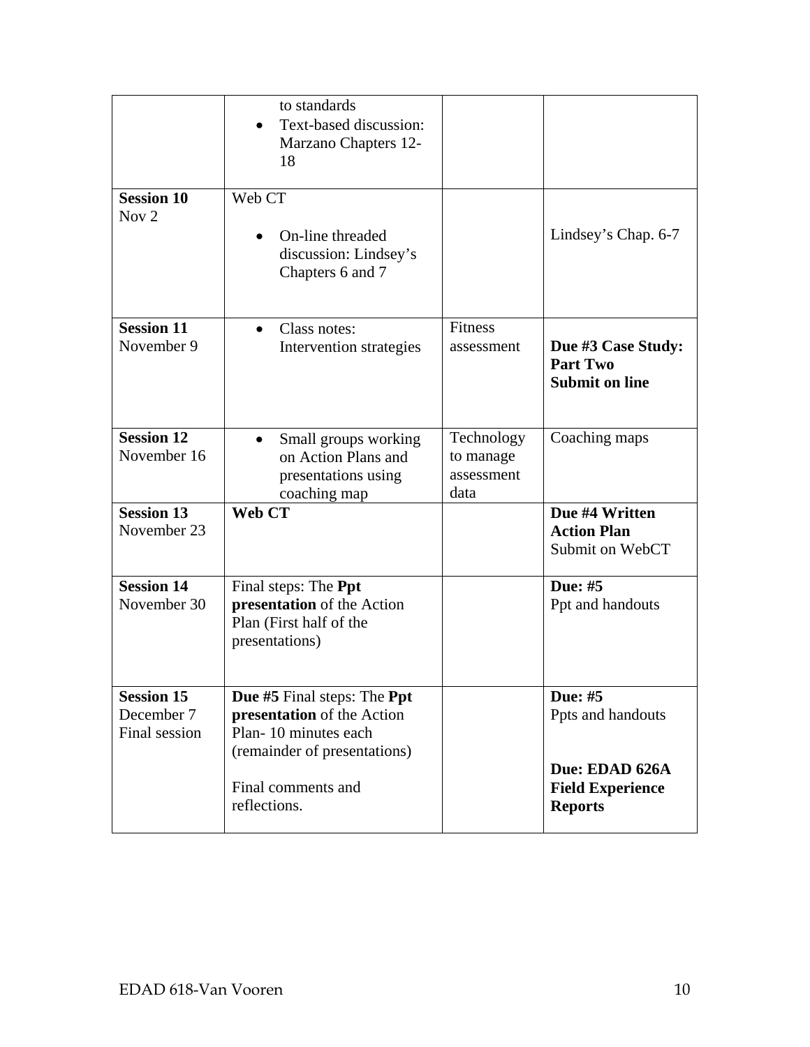| | | | |
|---|---|---|---|
| | to standards<br>• Text-based discussion: Marzano Chapters 12-18 | | |
| **Session 10**<br>Nov 2 | Web CT<br>• On-line threaded discussion: Lindsey's Chapters 6 and 7 | | Lindsey's Chap. 6-7 |
| **Session 11**<br>November 9 | • Class notes: Intervention strategies | Fitness assessment | **Due #3 Case Study: Part Two Submit on line** |
| **Session 12**<br>November 16 | • Small groups working on Action Plans and presentations using coaching map | Technology to manage assessment data | Coaching maps |
| **Session 13**<br>November 23 | **Web CT** | | **Due #4 Written Action Plan**<br>Submit on WebCT |
| **Session 14**<br>November 30 | Final steps: The **Ppt presentation** of the Action Plan (First half of the presentations) | | **Due: #5**<br>Ppt and handouts |
| **Session 15**<br>December 7<br>Final session | **Due #5** Final steps: The **Ppt presentation** of the Action Plan- 10 minutes each (remainder of presentations)<br><br>Final comments and reflections. | | **Due: #5**<br>Ppts and handouts<br><br>**Due: EDAD 626A Field Experience Reports** |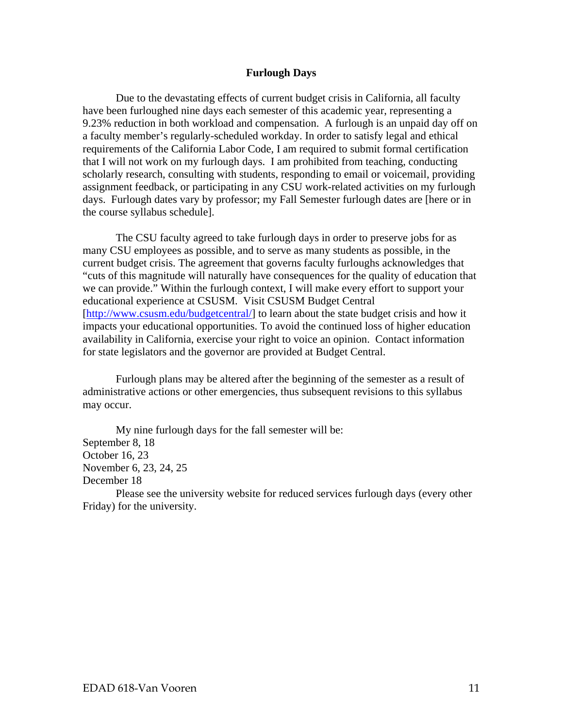## Furlough Days

Due to the devastating effects of current budget crisis in California, all faculty have been furloughed nine days each semester of this academic year, representing a 9.23% reduction in both workload and compensation. A furlough is an unpaid day off on a faculty member's regularly-scheduled workday. In order to satisfy legal and ethical requirements of the California Labor Code, I am required to submit formal certification that I will not work on my furlough days. I am prohibited from teaching, conducting scholarly research, consulting with students, responding to email or voicemail, providing assignment feedback, or participating in any CSU work-related activities on my furlough days. Furlough dates vary by professor; my Fall Semester furlough dates are [here or in the course syllabus schedule].

The CSU faculty agreed to take furlough days in order to preserve jobs for as many CSU employees as possible, and to serve as many students as possible, in the current budget crisis. The agreement that governs faculty furloughs acknowledges that "cuts of this magnitude will naturally have consequences for the quality of education that we can provide." Within the furlough context, I will make every effort to support your educational experience at CSUSM. Visit CSUSM Budget Central [http://www.csusm.edu/budgetcentral/] to learn about the state budget crisis and how it impacts your educational opportunities. To avoid the continued loss of higher education availability in California, exercise your right to voice an opinion. Contact information for state legislators and the governor are provided at Budget Central.

Furlough plans may be altered after the beginning of the semester as a result of administrative actions or other emergencies, thus subsequent revisions to this syllabus may occur.

My nine furlough days for the fall semester will be:
September 8, 18
October 16, 23
November 6, 23, 24, 25
December 18

Please see the university website for reduced services furlough days (every other Friday) for the university.